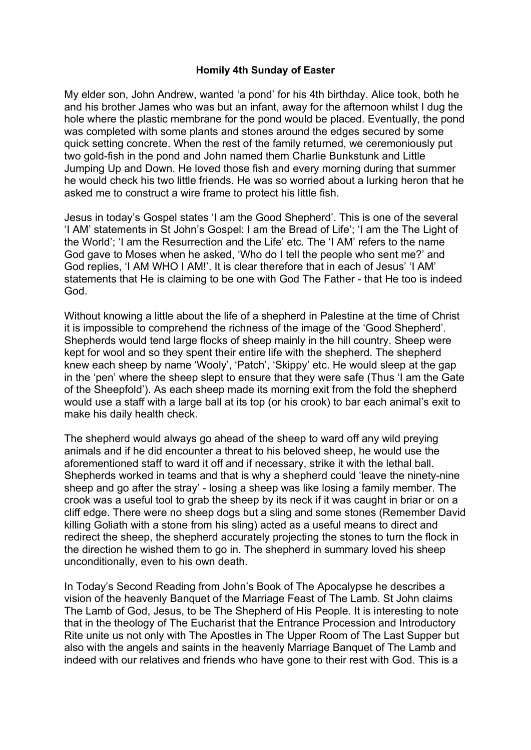**Homily 4th Sunday of Easter**

My elder son, John Andrew, wanted 'a pond' for his 4th birthday. Alice took, both he and his brother James who was but an infant, away for the afternoon whilst I dug the hole where the plastic membrane for the pond would be placed. Eventually, the pond was completed with some plants and stones around the edges secured by some quick setting concrete. When the rest of the family returned, we ceremoniously put two gold-fish in the pond and John named them Charlie Bunkstunk and Little Jumping Up and Down. He loved those fish and every morning during that summer he would check his two little friends. He was so worried about a lurking heron that he asked me to construct a wire frame to protect his little fish.

Jesus in today's Gospel states 'I am the Good Shepherd'. This is one of the several 'I AM' statements in St John's Gospel: I am the Bread of Life'; 'I am the The Light of the World'; 'I am the Resurrection and the Life' etc. The 'I AM' refers to the name God gave to Moses when he asked, 'Who do I tell the people who sent me?' and God replies, 'I AM WHO I AM!'. It is clear therefore that in each of Jesus' 'I AM' statements that He is claiming to be one with God The Father - that He too is indeed God.

Without knowing a little about the life of a shepherd in Palestine at the time of Christ it is impossible to comprehend the richness of the image of the 'Good Shepherd'. Shepherds would tend large flocks of sheep mainly in the hill country. Sheep were kept for wool and so they spent their entire life with the shepherd. The shepherd knew each sheep by name 'Wooly', 'Patch', 'Skippy' etc. He would sleep at the gap in the 'pen' where the sheep slept to ensure that they were safe (Thus 'I am the Gate of the Sheepfold'). As each sheep made its morning exit from the fold the shepherd would use a staff with a large ball at its top (or his crook) to bar each animal's exit to make his daily health check.

The shepherd would always go ahead of the sheep to ward off any wild preying animals and if he did encounter a threat to his beloved sheep, he would use the aforementioned staff to ward it off and if necessary, strike it with the lethal ball. Shepherds worked in teams and that is why a shepherd could 'leave the ninety-nine sheep and go after the stray' - losing a sheep was like losing a family member. The crook was a useful tool to grab the sheep by its neck if it was caught in briar or on a cliff edge. There were no sheep dogs but a sling and some stones (Remember David killing Goliath with a stone from his sling) acted as a useful means to direct and redirect the sheep, the shepherd accurately projecting the stones to turn the flock in the direction he wished them to go in. The shepherd in summary loved his sheep unconditionally, even to his own death.

In Today's Second Reading from John's Book of The Apocalypse he describes a vision of the heavenly Banquet of the Marriage Feast of The Lamb. St John claims The Lamb of God, Jesus, to be The Shepherd of His People. It is interesting to note that in the theology of The Eucharist that the Entrance Procession and Introductory Rite unite us not only with The Apostles in The Upper Room of The Last Supper but also with the angels and saints in the heavenly Marriage Banquet of The Lamb and indeed with our relatives and friends who have gone to their rest with God. This is a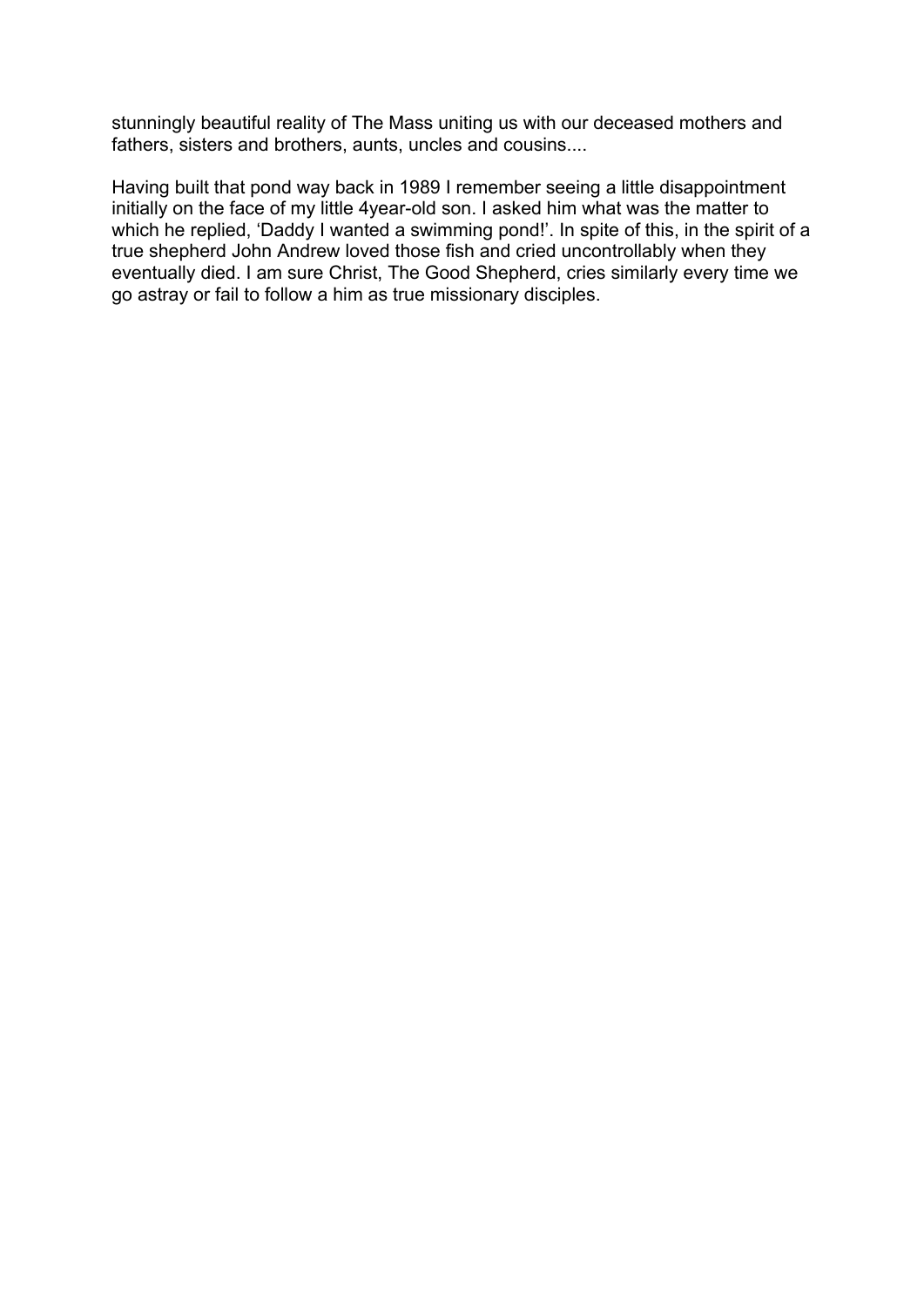stunningly beautiful reality of The Mass uniting us with our deceased mothers and fathers, sisters and brothers, aunts, uncles and cousins....

Having built that pond way back in 1989 I remember seeing a little disappointment initially on the face of my little 4year-old son. I asked him what was the matter to which he replied, 'Daddy I wanted a swimming pond!'. In spite of this, in the spirit of a true shepherd John Andrew loved those fish and cried uncontrollably when they eventually died. I am sure Christ, The Good Shepherd, cries similarly every time we go astray or fail to follow a him as true missionary disciples.